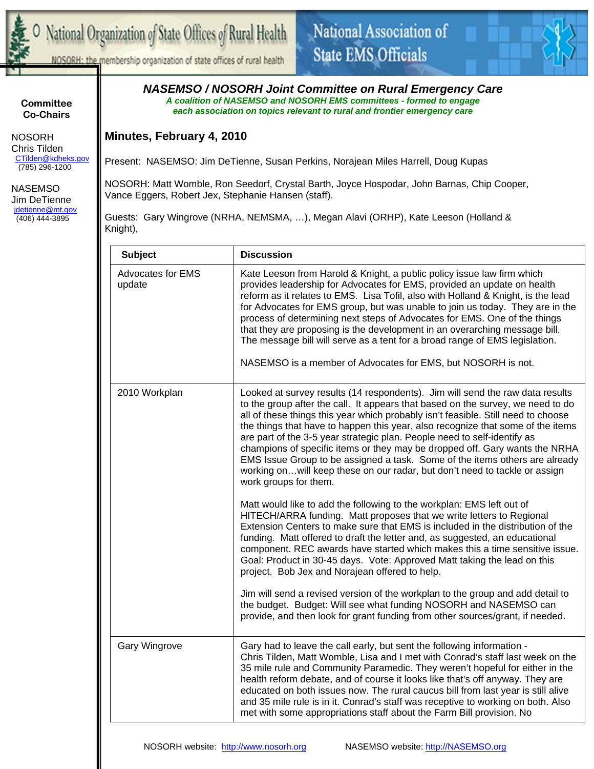National Organization of State Offices of Rural Health

NOSORH: the membership organization of state offices of rural health

National Association of State EMS Officials

# NASEMSO / NOSORH Joint Committee on Rural Emergency Care

***A coalition of NASEMSO and NOSORH EMS committees - formed to engage each association on topics relevant to rural and frontier emergency care***

**Committee Co-Chairs**

NOSORH
Chris Tilden
CTilden@kdheks.gov
(785) 296-1200

NASEMSO
Jim DeTienne
jdetienne@mt.gov
(406) 444-3895

## Minutes, February 4, 2010

Present: NASEMSO: Jim DeTienne, Susan Perkins, Norajean Miles Harrell, Doug Kupas

NOSORH: Matt Womble, Ron Seedorf, Crystal Barth, Joyce Hospodar, John Barnas, Chip Cooper, Vance Eggers, Robert Jex, Stephanie Hansen (staff).

Guests: Gary Wingrove (NRHA, NEMSMA, …), Megan Alavi (ORHP), Kate Leeson (Holland & Knight),

| Subject | Discussion |
|---|---|
| Advocates for EMS update | Kate Leeson from Harold & Knight, a public policy issue law firm which provides leadership for Advocates for EMS, provided an update on health reform as it relates to EMS. Lisa Tofil, also with Holland & Knight, is the lead for Advocates for EMS group, but was unable to join us today. They are in the process of determining next steps of Advocates for EMS. One of the things that they are proposing is the development in an overarching message bill. The message bill will serve as a tent for a broad range of EMS legislation.<br><br>NASEMSO is a member of Advocates for EMS, but NOSORH is not. |
| 2010 Workplan | Looked at survey results (14 respondents). Jim will send the raw data results to the group after the call. It appears that based on the survey, we need to do all of these things this year which probably isn't feasible. Still need to choose the things that have to happen this year, also recognize that some of the items are part of the 3-5 year strategic plan. People need to self-identify as champions of specific items or they may be dropped off. Gary wants the NRHA EMS Issue Group to be assigned a task. Some of the items others are already working on…will keep these on our radar, but don't need to tackle or assign work groups for them.<br><br>Matt would like to add the following to the workplan: EMS left out of HITECH/ARRA funding. Matt proposes that we write letters to Regional Extension Centers to make sure that EMS is included in the distribution of the funding. Matt offered to draft the letter and, as suggested, an educational component. REC awards have started which makes this a time sensitive issue. Goal: Product in 30-45 days. Vote: Approved Matt taking the lead on this project. Bob Jex and Norajean offered to help.<br><br>Jim will send a revised version of the workplan to the group and add detail to the budget. Budget: Will see what funding NOSORH and NASEMSO can provide, and then look for grant funding from other sources/grant, if needed. |
| Gary Wingrove | Gary had to leave the call early, but sent the following information - Chris Tilden, Matt Womble, Lisa and I met with Conrad's staff last week on the 35 mile rule and Community Paramedic. They weren't hopeful for either in the health reform debate, and of course it looks like that's off anyway. They are educated on both issues now. The rural caucus bill from last year is still alive and 35 mile rule is in it. Conrad's staff was receptive to working on both. Also met with some appropriations staff about the Farm Bill provision. No |

NOSORH website: http://www.nosorh.org NASEMSO website: http://NASEMSO.org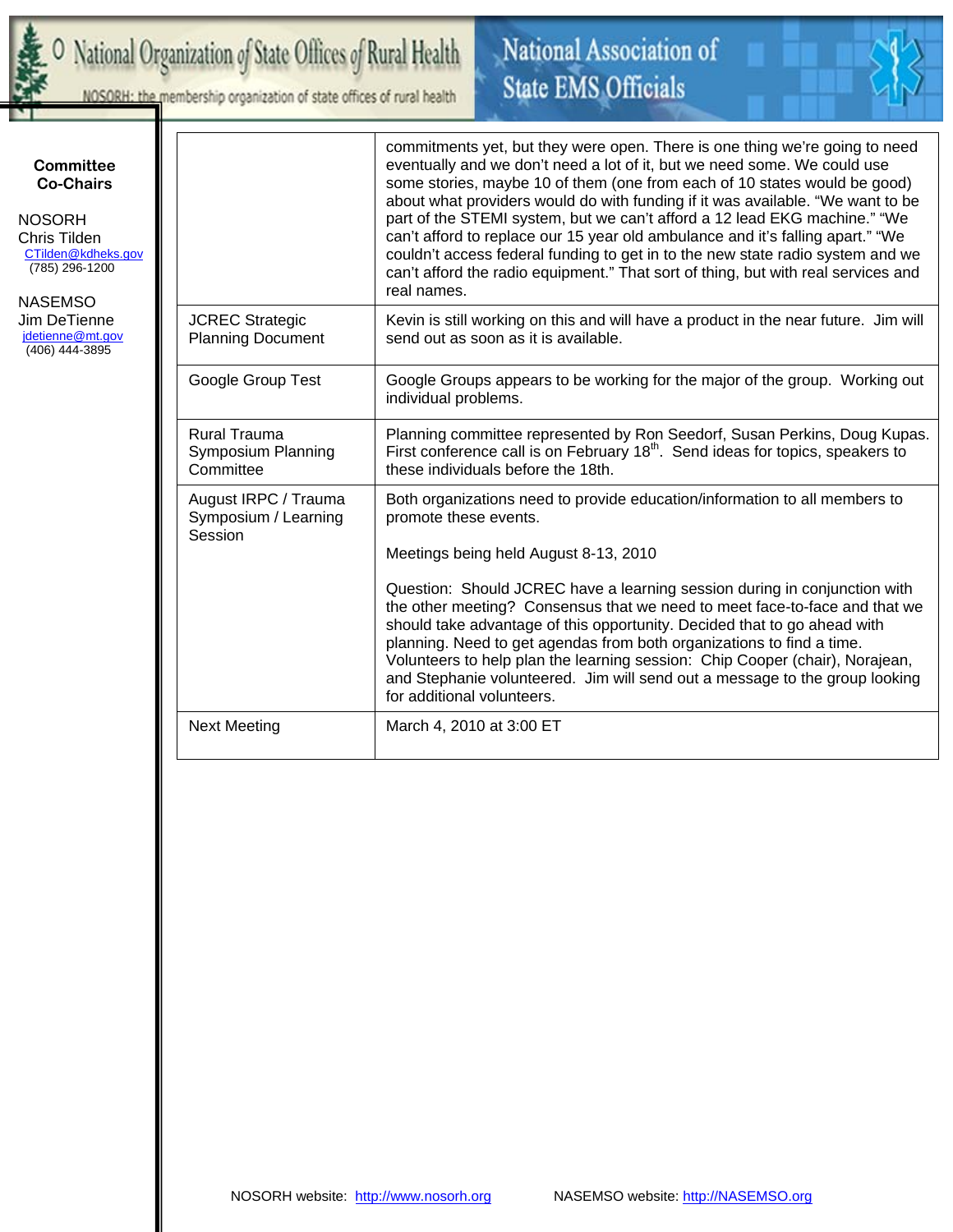**Committee Co-Chairs**

NOSORH
Chris Tilden
CTilden@kdheks.gov
(785) 296-1200

NASEMSO
Jim DeTienne
jdetienne@mt.gov
(406) 444-3895

| | |
|---|---|
| | commitments yet, but they were open. There is one thing we're going to need eventually and we don't need a lot of it, but we need some. We could use some stories, maybe 10 of them (one from each of 10 states would be good) about what providers would do with funding if it was available. "We want to be part of the STEMI system, but we can't afford a 12 lead EKG machine." "We can't afford to replace our 15 year old ambulance and it's falling apart." "We couldn't access federal funding to get in to the new state radio system and we can't afford the radio equipment." That sort of thing, but with real services and real names. |
| JCREC Strategic Planning Document | Kevin is still working on this and will have a product in the near future. Jim will send out as soon as it is available. |
| Google Group Test | Google Groups appears to be working for the major of the group. Working out individual problems. |
| Rural Trauma Symposium Planning Committee | Planning committee represented by Ron Seedorf, Susan Perkins, Doug Kupas. First conference call is on February 18th. Send ideas for topics, speakers to these individuals before the 18th. |
| August IRPC / Trauma Symposium / Learning Session | Both organizations need to provide education/information to all members to promote these events.<br><br>Meetings being held August 8-13, 2010<br><br>Question: Should JCREC have a learning session during in conjunction with the other meeting? Consensus that we need to meet face-to-face and that we should take advantage of this opportunity. Decided that to go ahead with planning. Need to get agendas from both organizations to find a time. Volunteers to help plan the learning session: Chip Cooper (chair), Norajean, and Stephanie volunteered. Jim will send out a message to the group looking for additional volunteers. |
| Next Meeting | March 4, 2010 at 3:00 ET |

NOSORH website: http://www.nosorh.org    NASEMSO website: http://NASEMSO.org